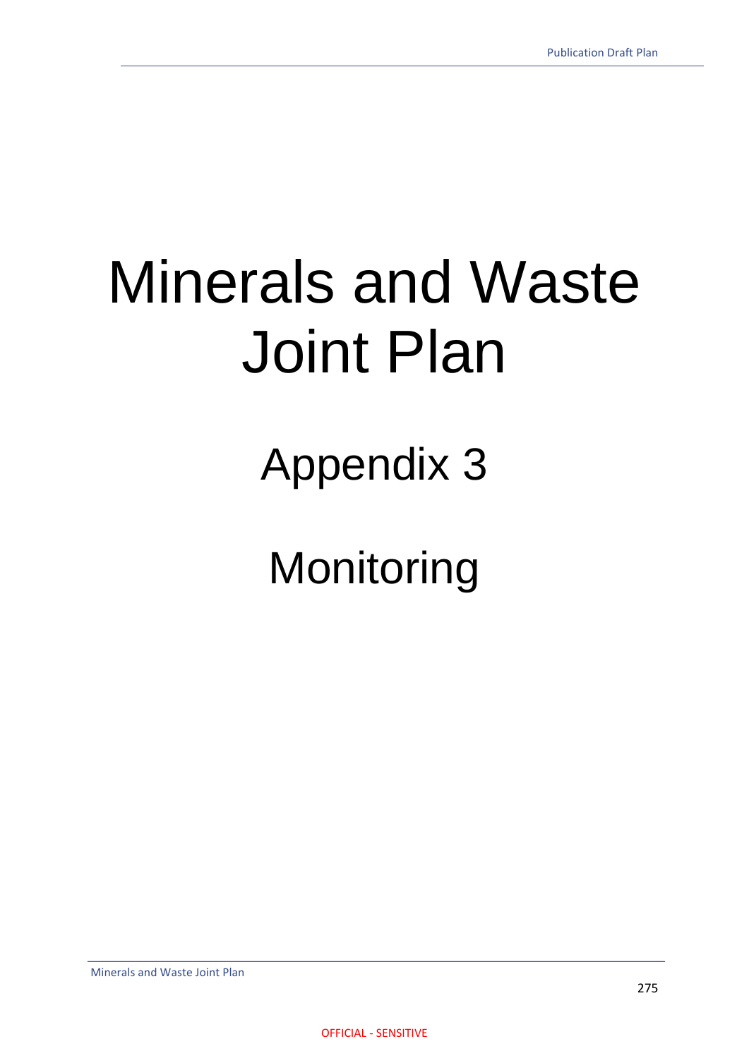# Minerals and Waste Joint Plan

## Appendix 3

## Monitoring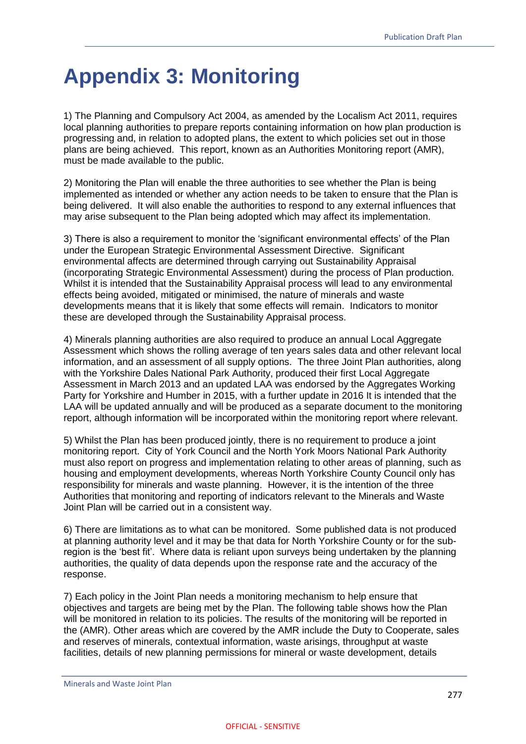# Appendix 3: Monitoring

1) The Planning and Compulsory Act 2004, as amended by the Localism Act 2011, requires local planning authorities to prepare reports containing information on how plan production is progressing and, in relation to adopted plans, the extent to which policies set out in those plans are being achieved. This report, known as an Authorities Monitoring report (AMR), must be made available to the public.

2) Monitoring the Plan will enable the three authorities to see whether the Plan is being implemented as intended or whether any action needs to be taken to ensure that the Plan is being delivered. It will also enable the authorities to respond to any external influences that may arise subsequent to the Plan being adopted which may affect its implementation.

3) There is also a requirement to monitor the 'significant environmental effects' of the Plan under the European Strategic Environmental Assessment Directive. Significant environmental affects are determined through carrying out Sustainability Appraisal (incorporating Strategic Environmental Assessment) during the process of Plan production. Whilst it is intended that the Sustainability Appraisal process will lead to any environmental effects being avoided, mitigated or minimised, the nature of minerals and waste developments means that it is likely that some effects will remain. Indicators to monitor these are developed through the Sustainability Appraisal process.

4) Minerals planning authorities are also required to produce an annual Local Aggregate Assessment which shows the rolling average of ten years sales data and other relevant local information, and an assessment of all supply options. The three Joint Plan authorities, along with the Yorkshire Dales National Park Authority, produced their first Local Aggregate Assessment in March 2013 and an updated LAA was endorsed by the Aggregates Working Party for Yorkshire and Humber in 2015, with a further update in 2016 It is intended that the LAA will be updated annually and will be produced as a separate document to the monitoring report, although information will be incorporated within the monitoring report where relevant.

5) Whilst the Plan has been produced jointly, there is no requirement to produce a joint monitoring report. City of York Council and the North York Moors National Park Authority must also report on progress and implementation relating to other areas of planning, such as housing and employment developments, whereas North Yorkshire County Council only has responsibility for minerals and waste planning. However, it is the intention of the three Authorities that monitoring and reporting of indicators relevant to the Minerals and Waste Joint Plan will be carried out in a consistent way.

6) There are limitations as to what can be monitored. Some published data is not produced at planning authority level and it may be that data for North Yorkshire County or for the sub-region is the 'best fit'. Where data is reliant upon surveys being undertaken by the planning authorities, the quality of data depends upon the response rate and the accuracy of the response.

7) Each policy in the Joint Plan needs a monitoring mechanism to help ensure that objectives and targets are being met by the Plan. The following table shows how the Plan will be monitored in relation to its policies. The results of the monitoring will be reported in the (AMR). Other areas which are covered by the AMR include the Duty to Cooperate, sales and reserves of minerals, contextual information, waste arisings, throughput at waste facilities, details of new planning permissions for mineral or waste development, details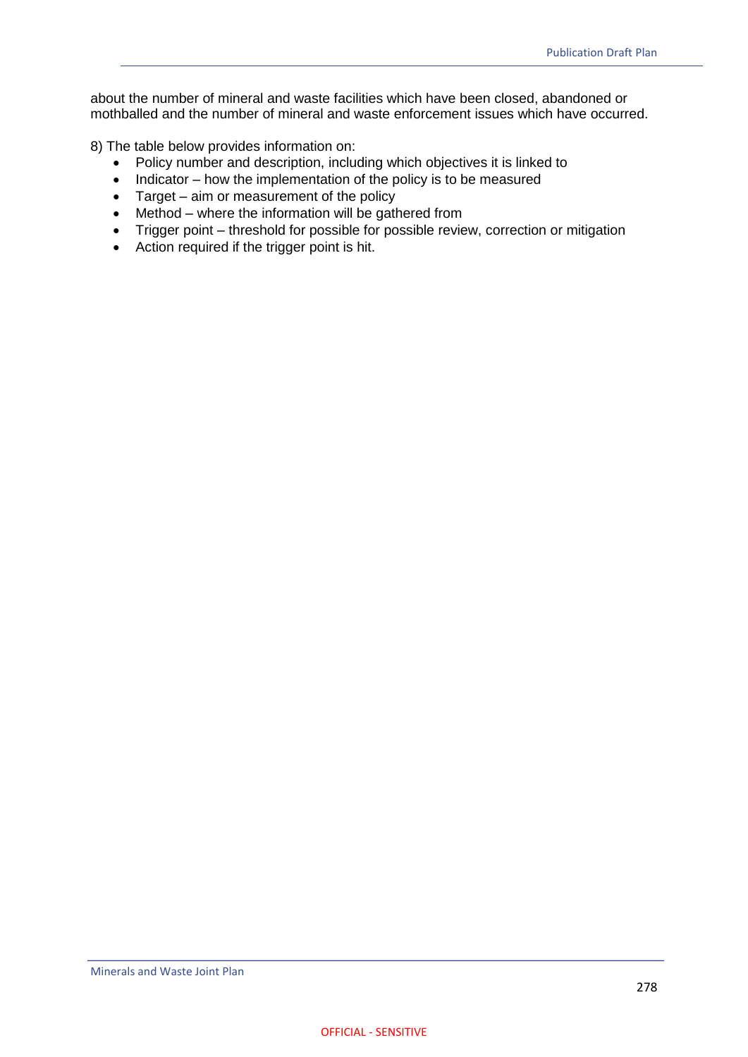about the number of mineral and waste facilities which have been closed, abandoned or mothballed and the number of mineral and waste enforcement issues which have occurred.

8) The table below provides information on:

- Policy number and description, including which objectives it is linked to
- Indicator – how the implementation of the policy is to be measured
- Target – aim or measurement of the policy
- Method – where the information will be gathered from
- Trigger point – threshold for possible for possible review, correction or mitigation
- Action required if the trigger point is hit.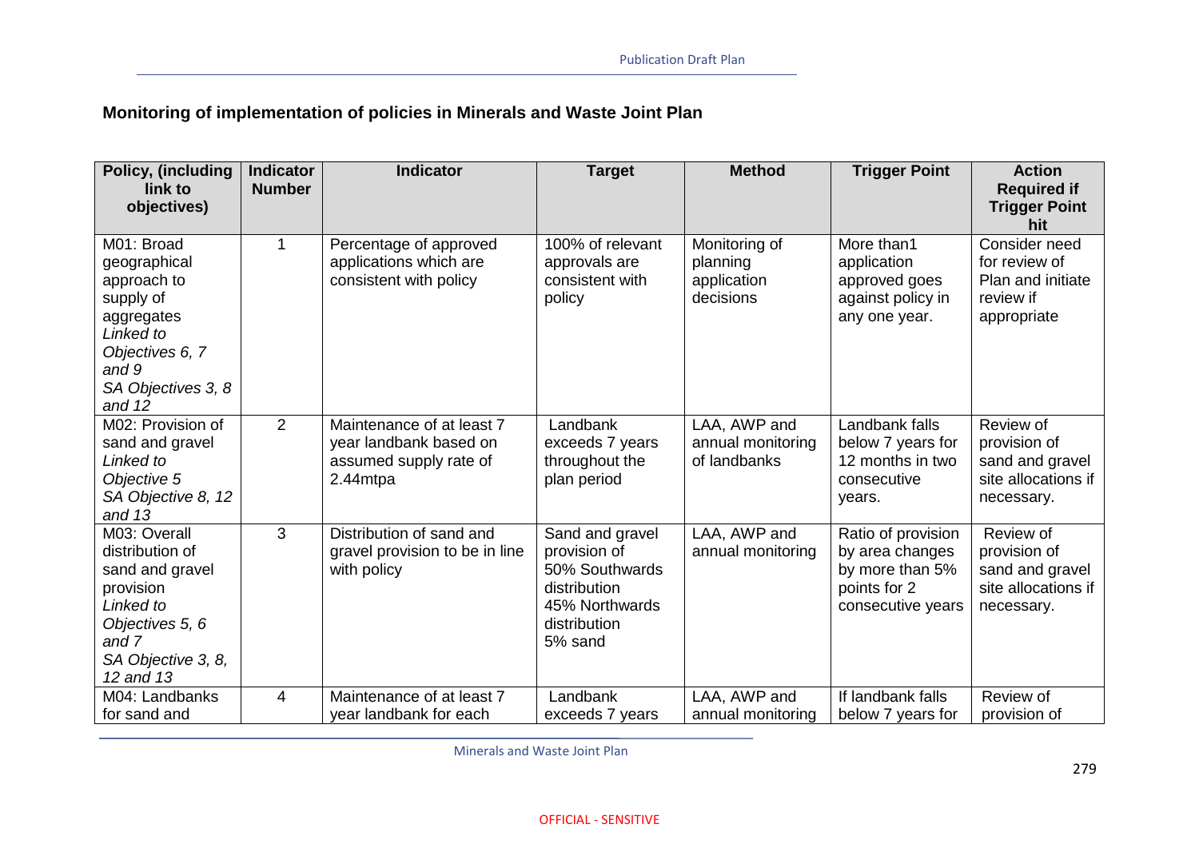**Monitoring of implementation of policies in Minerals and Waste Joint Plan**

| Policy, (including link to objectives) | Indicator Number | Indicator | Target | Method | Trigger Point | Action Required if Trigger Point hit |
|---|---|---|---|---|---|---|
| M01: Broad geographical approach to supply of aggregates *Linked to Objectives 6, 7 and 9* *SA Objectives 3, 8 and 12* | 1 | Percentage of approved applications which are consistent with policy | 100% of relevant approvals are consistent with policy | Monitoring of planning application decisions | More than1 application approved goes against policy in any one year. | Consider need for review of Plan and initiate review if appropriate |
| M02: Provision of sand and gravel *Linked to Objective 5* *SA Objective 8, 12 and 13* | 2 | Maintenance of at least 7 year landbank based on assumed supply rate of 2.44mtpa | Landbank exceeds 7 years throughout the plan period | LAA, AWP and annual monitoring of landbanks | Landbank falls below 7 years for 12 months in two consecutive years. | Review of provision of sand and gravel site allocations if necessary. |
| M03: Overall distribution of sand and gravel provision *Linked to Objectives 5, 6 and 7* *SA Objective 3, 8, 12 and 13* | 3 | Distribution of sand and gravel provision to be in line with policy | Sand and gravel provision of 50% Southwards distribution 45% Northwards distribution 5% sand | LAA, AWP and annual monitoring | Ratio of provision by area changes by more than 5% points for 2 consecutive years | Review of provision of sand and gravel site allocations if necessary. |
| M04: Landbanks for sand and | 4 | Maintenance of at least 7 year landbank for each | Landbank exceeds 7 years | LAA, AWP and annual monitoring | If landbank falls below 7 years for | Review of provision of |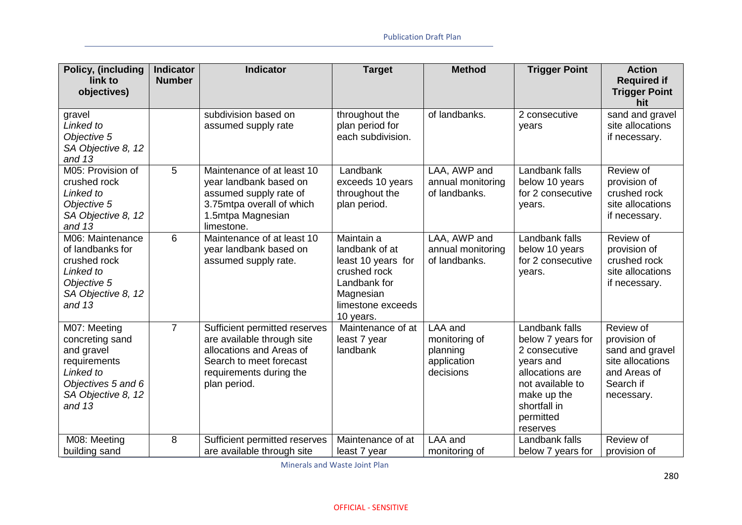| Policy, (including link to objectives) | Indicator Number | Indicator | Target | Method | Trigger Point | Action Required if Trigger Point hit |
|---|---|---|---|---|---|---|
| gravel *Linked to Objective 5 SA Objective 8, 12 and 13* | | subdivision based on assumed supply rate | throughout the plan period for each subdivision. | of landbanks. | 2 consecutive years | sand and gravel site allocations if necessary. |
| M05: Provision of crushed rock *Linked to Objective 5 SA Objective 8, 12 and 13* | 5 | Maintenance of at least 10 year landbank based on assumed supply rate of 3.75mtpa overall of which 1.5mtpa Magnesian limestone. | Landbank exceeds 10 years throughout the plan period. | LAA, AWP and annual monitoring of landbanks. | Landbank falls below 10 years for 2 consecutive years. | Review of provision of crushed rock site allocations if necessary. |
| M06: Maintenance of landbanks for crushed rock *Linked to Objective 5 SA Objective 8, 12 and 13* | 6 | Maintenance of at least 10 year landbank based on assumed supply rate. | Maintain a landbank of at least 10 years for crushed rock Landbank for Magnesian limestone exceeds 10 years. | LAA, AWP and annual monitoring of landbanks. | Landbank falls below 10 years for 2 consecutive years. | Review of provision of crushed rock site allocations if necessary. |
| M07: Meeting concreting sand and gravel requirements *Linked to Objectives 5 and 6 SA Objective 8, 12 and 13* | 7 | Sufficient permitted reserves are available through site allocations and Areas of Search to meet forecast requirements during the plan period. | Maintenance of at least 7 year landbank | LAA and monitoring of planning application decisions | Landbank falls below 7 years for 2 consecutive years and allocations are not available to make up the shortfall in permitted reserves | Review of provision of sand and gravel site allocations and Areas of Search if necessary. |
| M08: Meeting building sand | 8 | Sufficient permitted reserves are available through site | Maintenance of at least 7 year | LAA and monitoring of | Landbank falls below 7 years for | Review of provision of |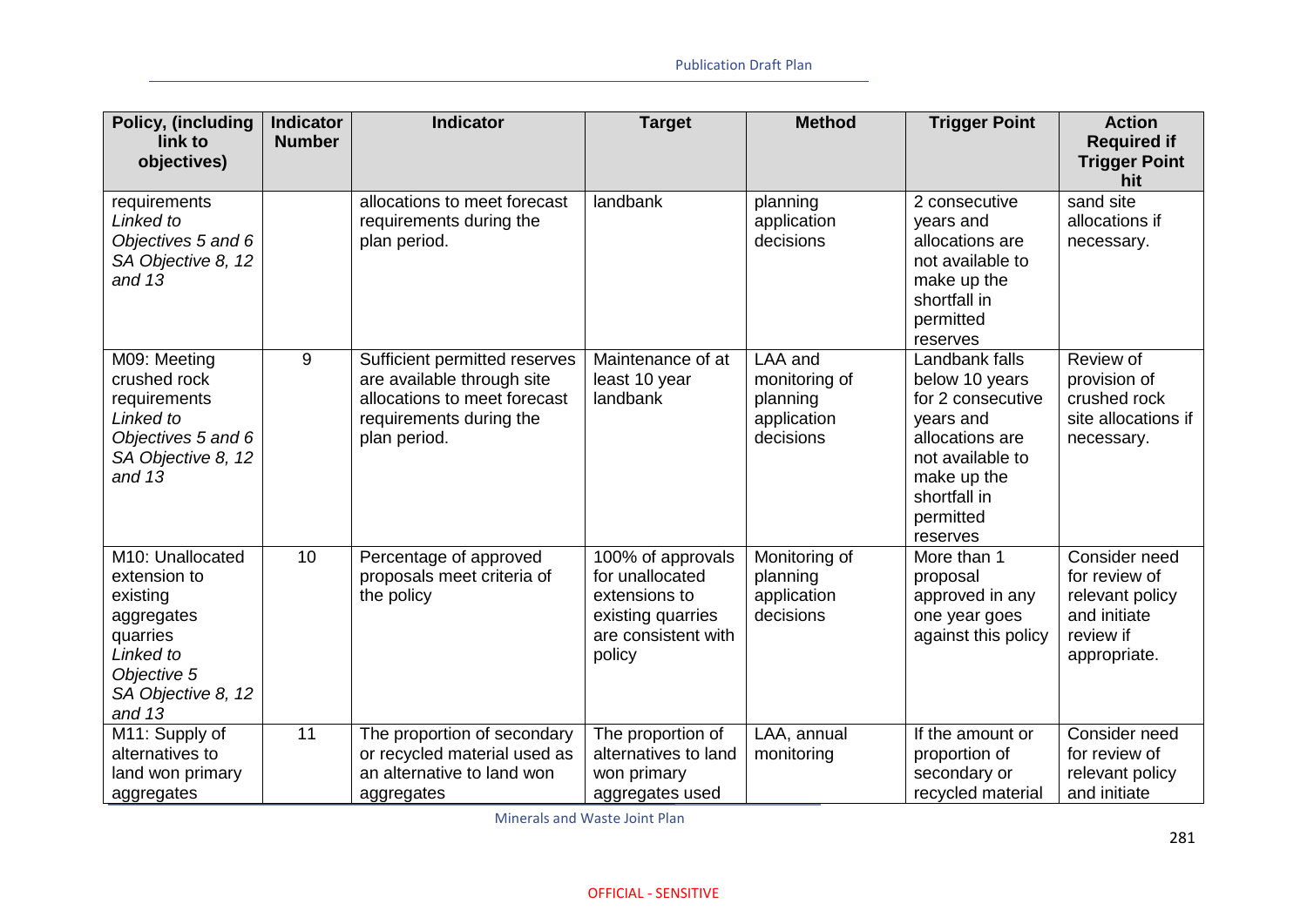| Policy, (including link to objectives) | Indicator Number | Indicator | Target | Method | Trigger Point | Action Required if Trigger Point hit |
|---|---|---|---|---|---|---|
| requirements *Linked to Objectives 5 and 6 SA Objective 8, 12 and 13* | | allocations to meet forecast requirements during the plan period. | landbank | planning application decisions | 2 consecutive years and allocations are not available to make up the shortfall in permitted reserves | sand site allocations if necessary. |
| M09: Meeting crushed rock requirements *Linked to Objectives 5 and 6 SA Objective 8, 12 and 13* | 9 | Sufficient permitted reserves are available through site allocations to meet forecast requirements during the plan period. | Maintenance of at least 10 year landbank | LAA and monitoring of planning application decisions | Landbank falls below 10 years for 2 consecutive years and allocations are not available to make up the shortfall in permitted reserves | Review of provision of crushed rock site allocations if necessary. |
| M10: Unallocated extension to existing aggregates quarries *Linked to Objective 5 SA Objective 8, 12 and 13* | 10 | Percentage of approved proposals meet criteria of the policy | 100% of approvals for unallocated extensions to existing quarries are consistent with policy | Monitoring of planning application decisions | More than 1 proposal approved in any one year goes against this policy | Consider need for review of relevant policy and initiate review if appropriate. |
| M11: Supply of alternatives to land won primary aggregates | 11 | The proportion of secondary or recycled material used as an alternative to land won aggregates | The proportion of alternatives to land won primary aggregates used | LAA, annual monitoring | If the amount or proportion of secondary or recycled material | Consider need for review of relevant policy and initiate |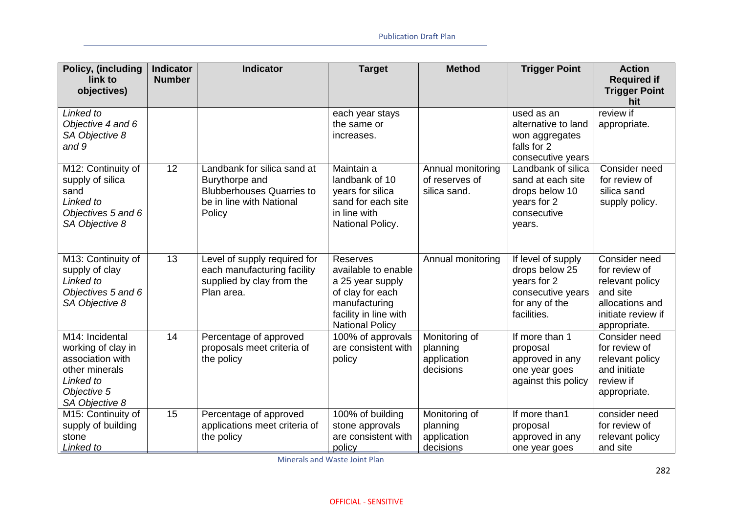| Policy, (including link to objectives) | Indicator Number | Indicator | Target | Method | Trigger Point | Action Required if Trigger Point hit |
| --- | --- | --- | --- | --- | --- | --- |
| *Linked to Objective 4 and 6 SA Objective 8 and 9* | | | each year stays the same or increases. | | used as an alternative to land won aggregates falls for 2 consecutive years | review if appropriate. |
| M12: Continuity of supply of silica sand *Linked to Objectives 5 and 6 SA Objective 8* | 12 | Landbank for silica sand at Burythorpe and Blubberhouses Quarries to be in line with National Policy | Maintain a landbank of 10 years for silica sand for each site in line with National Policy. | Annual monitoring of reserves of silica sand. | Landbank of silica sand at each site drops below 10 years for 2 consecutive years. | Consider need for review of silica sand supply policy. |
| M13: Continuity of supply of clay *Linked to Objectives 5 and 6 SA Objective 8* | 13 | Level of supply required for each manufacturing facility supplied by clay from the Plan area. | Reserves available to enable a 25 year supply of clay for each manufacturing facility in line with National Policy | Annual monitoring | If level of supply drops below 25 years for 2 consecutive years for any of the facilities. | Consider need for review of relevant policy and site allocations and initiate review if appropriate. |
| M14: Incidental working of clay in association with other minerals *Linked to Objective 5 SA Objective 8* | 14 | Percentage of approved proposals meet criteria of the policy | 100% of approvals are consistent with policy | Monitoring of planning application decisions | If more than 1 proposal approved in any one year goes against this policy | Consider need for review of relevant policy and initiate review if appropriate. |
| M15: Continuity of supply of building stone *Linked to* | 15 | Percentage of approved applications meet criteria of the policy | 100% of building stone approvals are consistent with policy | Monitoring of planning application decisions | If more than1 proposal approved in any one year goes | consider need for review of relevant policy and site |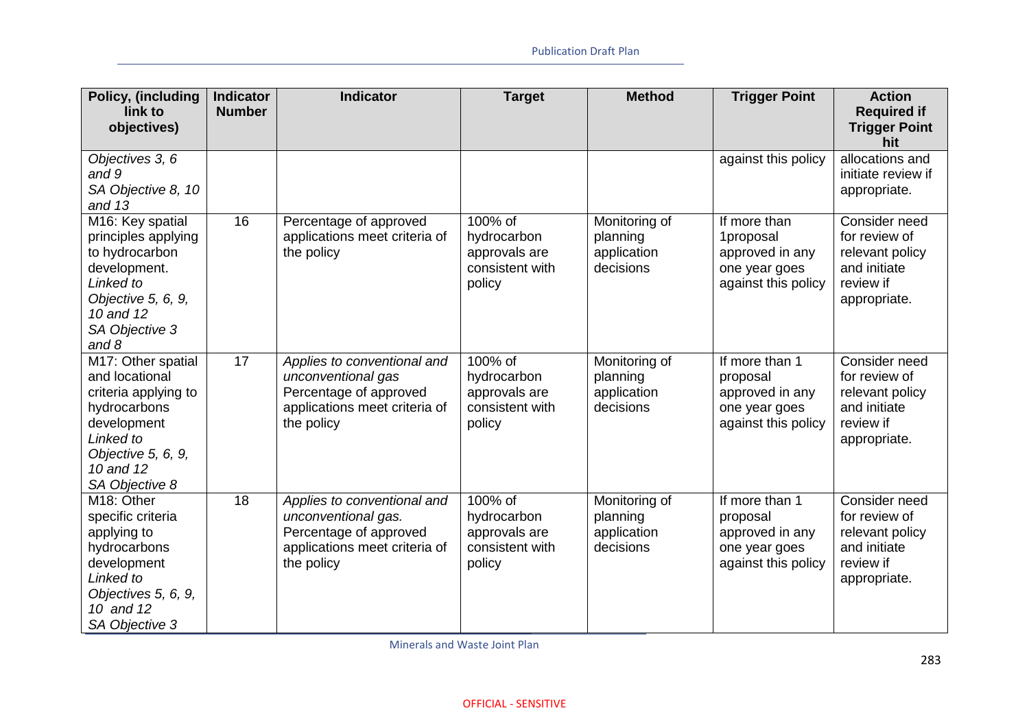| Policy, (including link to objectives) | Indicator Number | Indicator | Target | Method | Trigger Point | Action Required if Trigger Point hit |
|---|---|---|---|---|---|---|
| *Objectives 3, 6 and 9* *SA Objective 8, 10 and 13* | | | | | against this policy | allocations and initiate review if appropriate. |
| M16: Key spatial principles applying to hydrocarbon development. *Linked to Objective 5, 6, 9, 10 and 12* *SA Objective 3 and 8* | 16 | Percentage of approved applications meet criteria of the policy | 100% of hydrocarbon approvals are consistent with policy | Monitoring of planning application decisions | If more than 1proposal approved in any one year goes against this policy | Consider need for review of relevant policy and initiate review if appropriate. |
| M17: Other spatial and locational criteria applying to hydrocarbons development *Linked to Objective 5, 6, 9, 10 and 12* *SA Objective 8* | 17 | *Applies to conventional and unconventional gas* Percentage of approved applications meet criteria of the policy | 100% of hydrocarbon approvals are consistent with policy | Monitoring of planning application decisions | If more than 1 proposal approved in any one year goes against this policy | Consider need for review of relevant policy and initiate review if appropriate. |
| M18: Other specific criteria applying to hydrocarbons development *Linked to Objectives 5, 6, 9, 10 and 12* *SA Objective 3* | 18 | *Applies to conventional and unconventional gas.* Percentage of approved applications meet criteria of the policy | 100% of hydrocarbon approvals are consistent with policy | Monitoring of planning application decisions | If more than 1 proposal approved in any one year goes against this policy | Consider need for review of relevant policy and initiate review if appropriate. |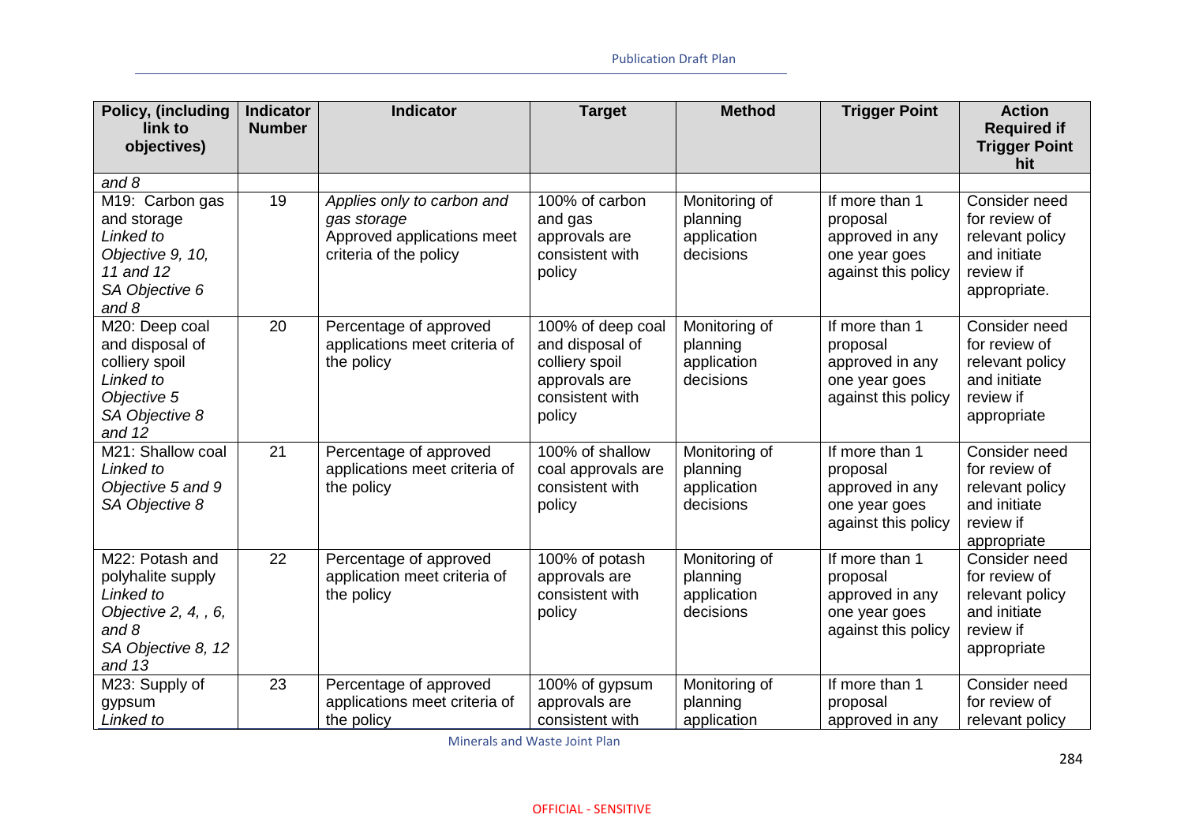| Policy, (including link to objectives) | Indicator Number | Indicator | Target | Method | Trigger Point | Action Required if Trigger Point hit |
|---|---|---|---|---|---|---|
| *and 8* | | | | | | |
| M19: Carbon gas and storage *Linked to Objective 9, 10, 11 and 12 SA Objective 6 and 8* | 19 | *Applies only to carbon and gas storage* Approved applications meet criteria of the policy | 100% of carbon and gas approvals are consistent with policy | Monitoring of planning application decisions | If more than 1 proposal approved in any one year goes against this policy | Consider need for review of relevant policy and initiate review if appropriate. |
| M20: Deep coal and disposal of colliery spoil *Linked to Objective 5 SA Objective 8 and 12* | 20 | Percentage of approved applications meet criteria of the policy | 100% of deep coal and disposal of colliery spoil approvals are consistent with policy | Monitoring of planning application decisions | If more than 1 proposal approved in any one year goes against this policy | Consider need for review of relevant policy and initiate review if appropriate |
| M21: Shallow coal *Linked to Objective 5 and 9 SA Objective 8* | 21 | Percentage of approved applications meet criteria of the policy | 100% of shallow coal approvals are consistent with policy | Monitoring of planning application decisions | If more than 1 proposal approved in any one year goes against this policy | Consider need for review of relevant policy and initiate review if appropriate |
| M22: Potash and polyhalite supply *Linked to Objective 2, 4, , 6, and 8 SA Objective 8, 12 and 13* | 22 | Percentage of approved application meet criteria of the policy | 100% of potash approvals are consistent with policy | Monitoring of planning application decisions | If more than 1 proposal approved in any one year goes against this policy | Consider need for review of relevant policy and initiate review if appropriate |
| M23: Supply of gypsum *Linked to* | 23 | Percentage of approved applications meet criteria of the policy | 100% of gypsum approvals are consistent with | Monitoring of planning application | If more than 1 proposal approved in any | Consider need for review of relevant policy |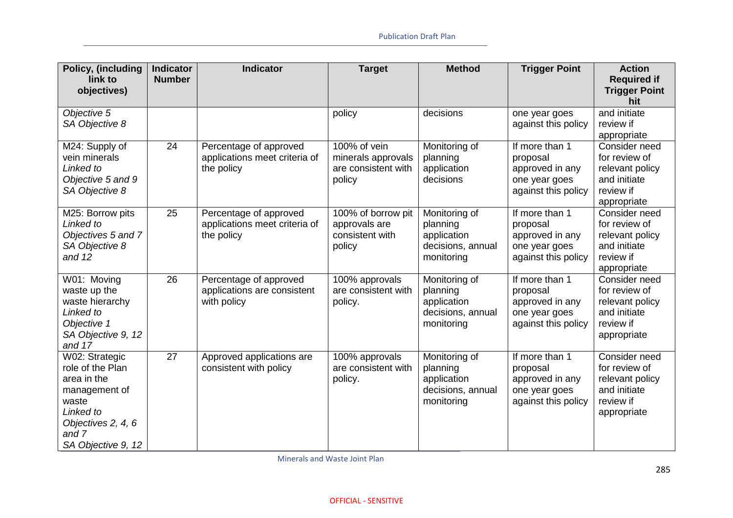| Policy, (including link to objectives) | Indicator Number | Indicator | Target | Method | Trigger Point | Action Required if Trigger Point hit |
|---|---|---|---|---|---|---|
| *Objective 5*<br>*SA Objective 8* | | | policy | decisions | one year goes against this policy | and initiate review if appropriate |
| M24: Supply of vein minerals<br>*Linked to Objective 5 and 9*<br>*SA Objective 8* | 24 | Percentage of approved applications meet criteria of the policy | 100% of vein minerals approvals are consistent with policy | Monitoring of planning application decisions | If more than 1 proposal approved in any one year goes against this policy | Consider need for review of relevant policy and initiate review if appropriate |
| M25: Borrow pits<br>*Linked to Objectives 5 and 7*<br>*SA Objective 8 and 12* | 25 | Percentage of approved applications meet criteria of the policy | 100% of borrow pit approvals are consistent with policy | Monitoring of planning application decisions, annual monitoring | If more than 1 proposal approved in any one year goes against this policy | Consider need for review of relevant policy and initiate review if appropriate |
| W01: Moving waste up the waste hierarchy<br>*Linked to Objective 1*<br>*SA Objective 9, 12 and 17* | 26 | Percentage of approved applications are consistent with policy | 100% approvals are consistent with policy. | Monitoring of planning application decisions, annual monitoring | If more than 1 proposal approved in any one year goes against this policy | Consider need for review of relevant policy and initiate review if appropriate |
| W02: Strategic role of the Plan area in the management of waste<br>*Linked to Objectives 2, 4, 6 and 7*<br>*SA Objective 9, 12* | 27 | Approved applications are consistent with policy | 100% approvals are consistent with policy. | Monitoring of planning application decisions, annual monitoring | If more than 1 proposal approved in any one year goes against this policy | Consider need for review of relevant policy and initiate review if appropriate |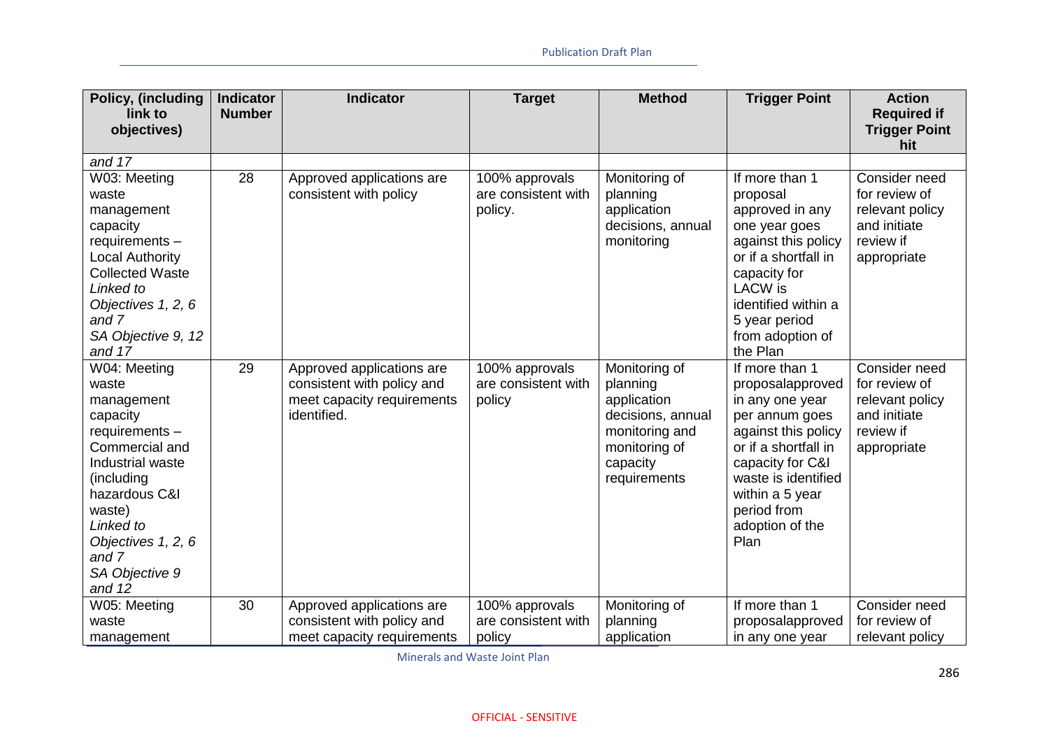| Policy, (including link to objectives) | Indicator Number | Indicator | Target | Method | Trigger Point | Action Required if Trigger Point hit |
|---|---|---|---|---|---|---|
| *and 17* | | | | | | |
| W03: Meeting waste management capacity requirements – Local Authority Collected Waste *Linked to Objectives 1, 2, 6 and 7* *SA Objective 9, 12 and 17* | 28 | Approved applications are consistent with policy | 100% approvals are consistent with policy. | Monitoring of planning application decisions, annual monitoring | If more than 1 proposal approved in any one year goes against this policy or if a shortfall in capacity for LACW is identified within a 5 year period from adoption of the Plan | Consider need for review of relevant policy and initiate review if appropriate |
| W04: Meeting waste management capacity requirements – Commercial and Industrial waste (including hazardous C&I waste) *Linked to Objectives 1, 2, 6 and 7* *SA Objective 9 and 12* | 29 | Approved applications are consistent with policy and meet capacity requirements identified. | 100% approvals are consistent with policy | Monitoring of planning application decisions, annual monitoring and monitoring of capacity requirements | If more than 1 proposalapproved in any one year per annum goes against this policy or if a shortfall in capacity for C&I waste is identified within a 5 year period from adoption of the Plan | Consider need for review of relevant policy and initiate review if appropriate |
| W05: Meeting waste management | 30 | Approved applications are consistent with policy and meet capacity requirements | 100% approvals are consistent with policy | Monitoring of planning application | If more than 1 proposalapproved in any one year | Consider need for review of relevant policy |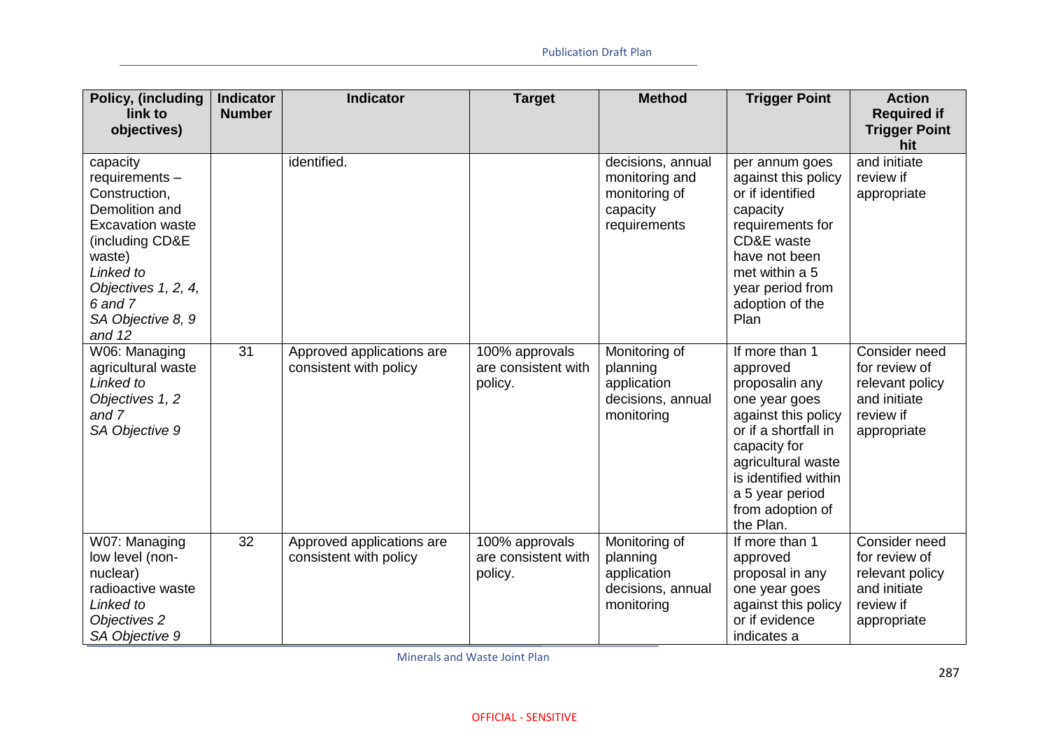| Policy, (including link to objectives) | Indicator Number | Indicator | Target | Method | Trigger Point | Action Required if Trigger Point hit |
|---|---|---|---|---|---|---|
| capacity requirements – Construction, Demolition and Excavation waste (including CD&E waste) *Linked to Objectives 1, 2, 4, 6 and 7* *SA Objective 8, 9 and 12* | | identified. | | decisions, annual monitoring and monitoring of capacity requirements | per annum goes against this policy or if identified capacity requirements for CD&E waste have not been met within a 5 year period from adoption of the Plan | and initiate review if appropriate |
| W06: Managing agricultural waste *Linked to Objectives 1, 2 and 7* *SA Objective 9* | 31 | Approved applications are consistent with policy | 100% approvals are consistent with policy. | Monitoring of planning application decisions, annual monitoring | If more than 1 approved proposalin any one year goes against this policy or if a shortfall in capacity for agricultural waste is identified within a 5 year period from adoption of the Plan. | Consider need for review of relevant policy and initiate review if appropriate |
| W07: Managing low level (non-nuclear) radioactive waste *Linked to Objectives 2* *SA Objective 9* | 32 | Approved applications are consistent with policy | 100% approvals are consistent with policy. | Monitoring of planning application decisions, annual monitoring | If more than 1 approved proposal in any one year goes against this policy or if evidence indicates a | Consider need for review of relevant policy and initiate review if appropriate |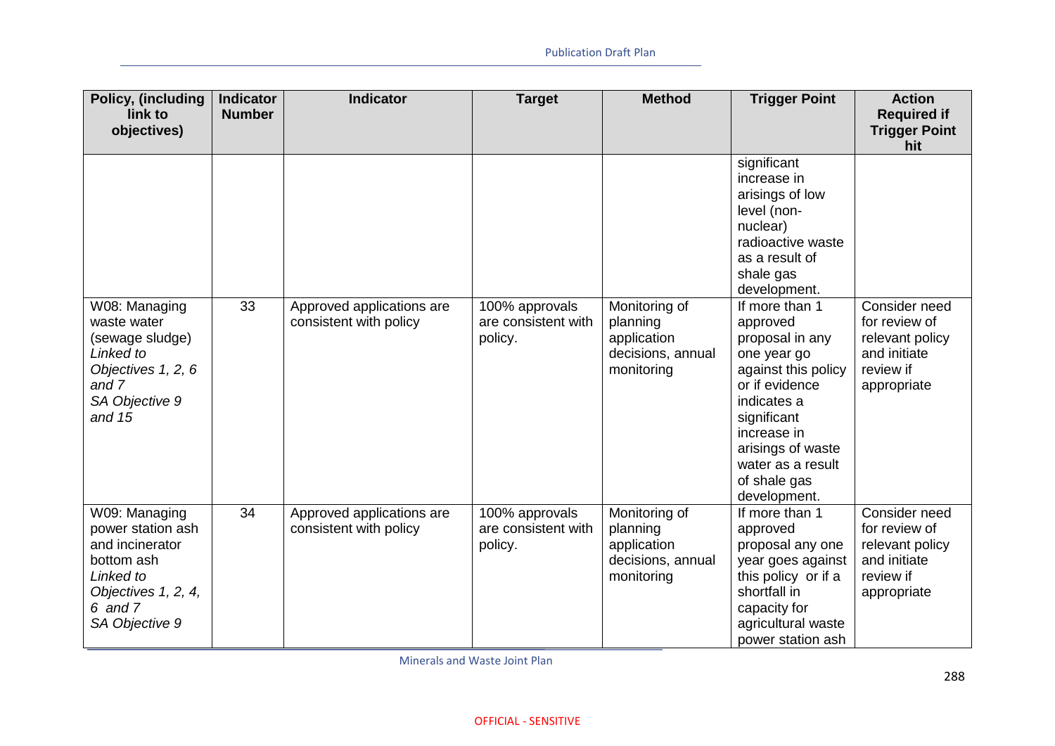| Policy, (including link to objectives) | Indicator Number | Indicator | Target | Method | Trigger Point | Action Required if Trigger Point hit |
|---|---|---|---|---|---|---|
| | | | | | significant increase in arisings of low level (non-nuclear) radioactive waste as a result of shale gas development. | |
| W08: Managing waste water (sewage sludge) *Linked to Objectives 1, 2, 6 and 7* *SA Objective 9 and 15* | 33 | Approved applications are consistent with policy | 100% approvals are consistent with policy. | Monitoring of planning application decisions, annual monitoring | If more than 1 approved proposal in any one year go against this policy or if evidence indicates a significant increase in arisings of waste water as a result of shale gas development. | Consider need for review of relevant policy and initiate review if appropriate |
| W09: Managing power station ash and incinerator bottom ash *Linked to Objectives 1, 2, 4, 6 and 7* *SA Objective 9* | 34 | Approved applications are consistent with policy | 100% approvals are consistent with policy. | Monitoring of planning application decisions, annual monitoring | If more than 1 approved proposal any one year goes against this policy or if a shortfall in capacity for agricultural waste power station ash | Consider need for review of relevant policy and initiate review if appropriate |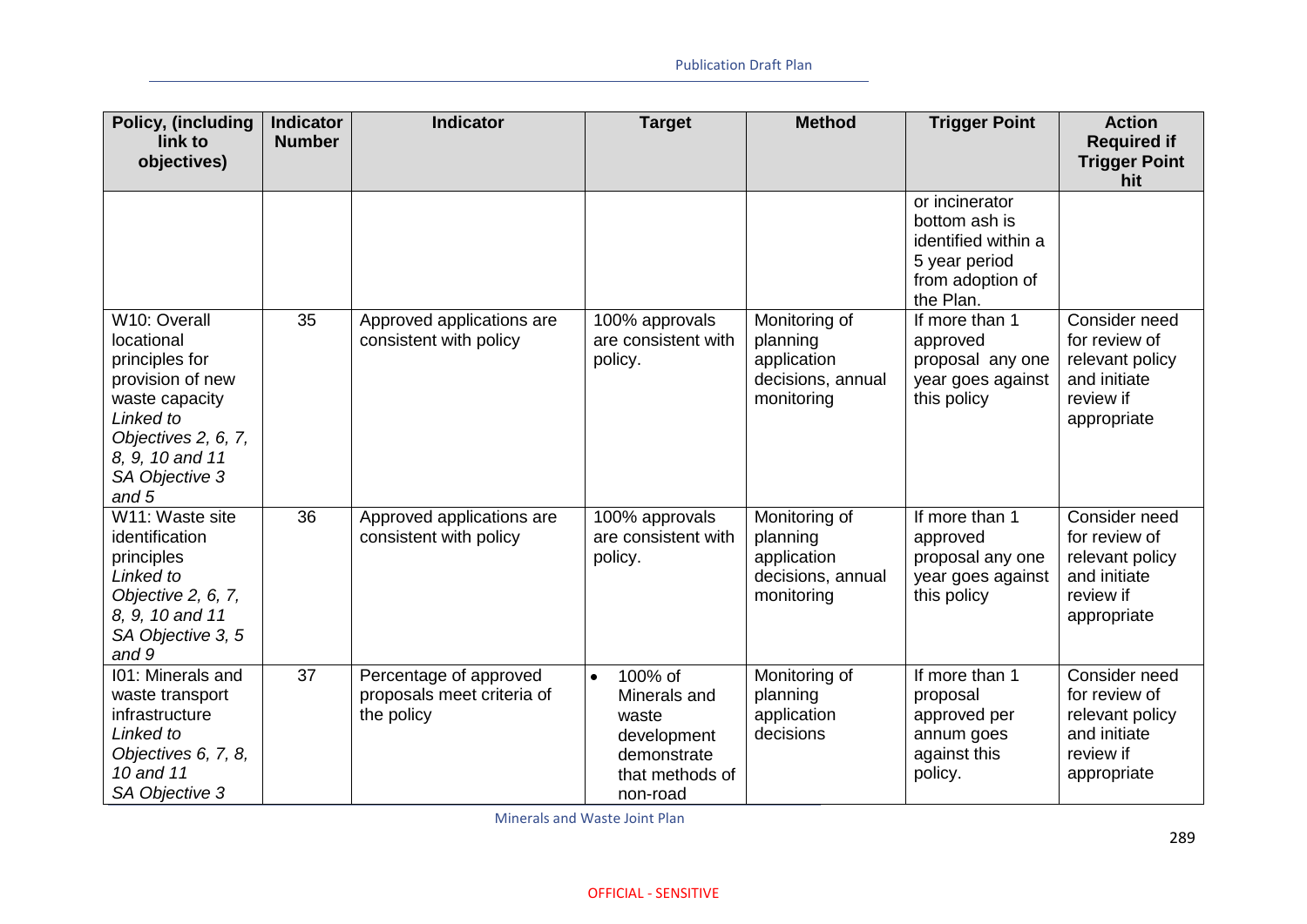| Policy, (including link to objectives) | Indicator Number | Indicator | Target | Method | Trigger Point | Action Required if Trigger Point hit |
|---|---|---|---|---|---|---|
| | | | | | or incinerator bottom ash is identified within a 5 year period from adoption of the Plan. | |
| W10: Overall locational principles for provision of new waste capacity *Linked to Objectives 2, 6, 7, 8, 9, 10 and 11 SA Objective 3 and 5* | 35 | Approved applications are consistent with policy | 100% approvals are consistent with policy. | Monitoring of planning application decisions, annual monitoring | If more than 1 approved proposal any one year goes against this policy | Consider need for review of relevant policy and initiate review if appropriate |
| W11: Waste site identification principles *Linked to Objective 2, 6, 7, 8, 9, 10 and 11 SA Objective 3, 5 and 9* | 36 | Approved applications are consistent with policy | 100% approvals are consistent with policy. | Monitoring of planning application decisions, annual monitoring | If more than 1 approved proposal any one year goes against this policy | Consider need for review of relevant policy and initiate review if appropriate |
| I01: Minerals and waste transport infrastructure *Linked to Objectives 6, 7, 8, 10 and 11 SA Objective 3* | 37 | Percentage of approved proposals meet criteria of the policy | • 100% of Minerals and waste development demonstrate that methods of non-road | Monitoring of planning application decisions | If more than 1 proposal approved per annum goes against this policy. | Consider need for review of relevant policy and initiate review if appropriate |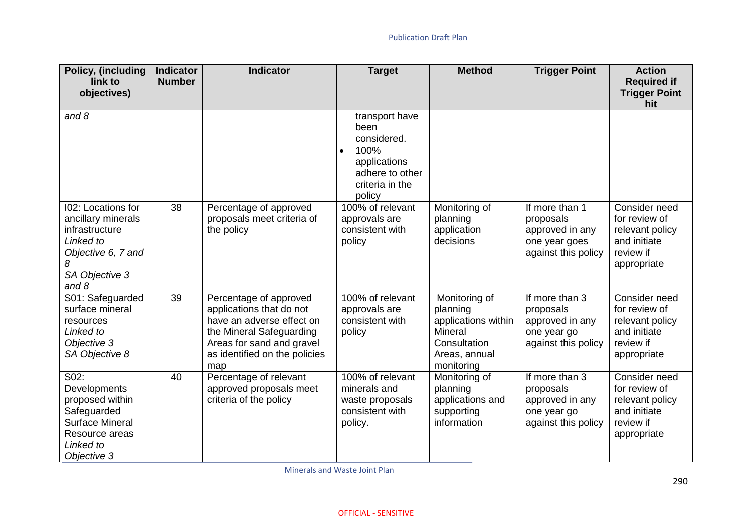| Policy, (including link to objectives) | Indicator Number | Indicator | Target | Method | Trigger Point | Action Required if Trigger Point hit |
|---|---|---|---|---|---|---|
| *and 8* | | | transport have been considered.<br>• 100% applications adhere to other criteria in the policy | | | |
| I02: Locations for ancillary minerals infrastructure<br>*Linked to Objective 6, 7 and 8*<br>*SA Objective 3 and 8* | 38 | Percentage of approved proposals meet criteria of the policy | 100% of relevant approvals are consistent with policy | Monitoring of planning application decisions | If more than 1 proposals approved in any one year goes against this policy | Consider need for review of relevant policy and initiate review if appropriate |
| S01: Safeguarded surface mineral resources<br>*Linked to Objective 3*<br>*SA Objective 8* | 39 | Percentage of approved applications that do not have an adverse effect on the Mineral Safeguarding Areas for sand and gravel as identified on the policies map | 100% of relevant approvals are consistent with policy | Monitoring of planning applications within Mineral Consultation Areas, annual monitoring | If more than 3 proposals approved in any one year go against this policy | Consider need for review of relevant policy and initiate review if appropriate |
| S02: Developments proposed within Safeguarded Surface Mineral Resource areas<br>*Linked to Objective 3* | 40 | Percentage of relevant approved proposals meet criteria of the policy | 100% of relevant minerals and waste proposals consistent with policy. | Monitoring of planning applications and supporting information | If more than 3 proposals approved in any one year go against this policy | Consider need for review of relevant policy and initiate review if appropriate |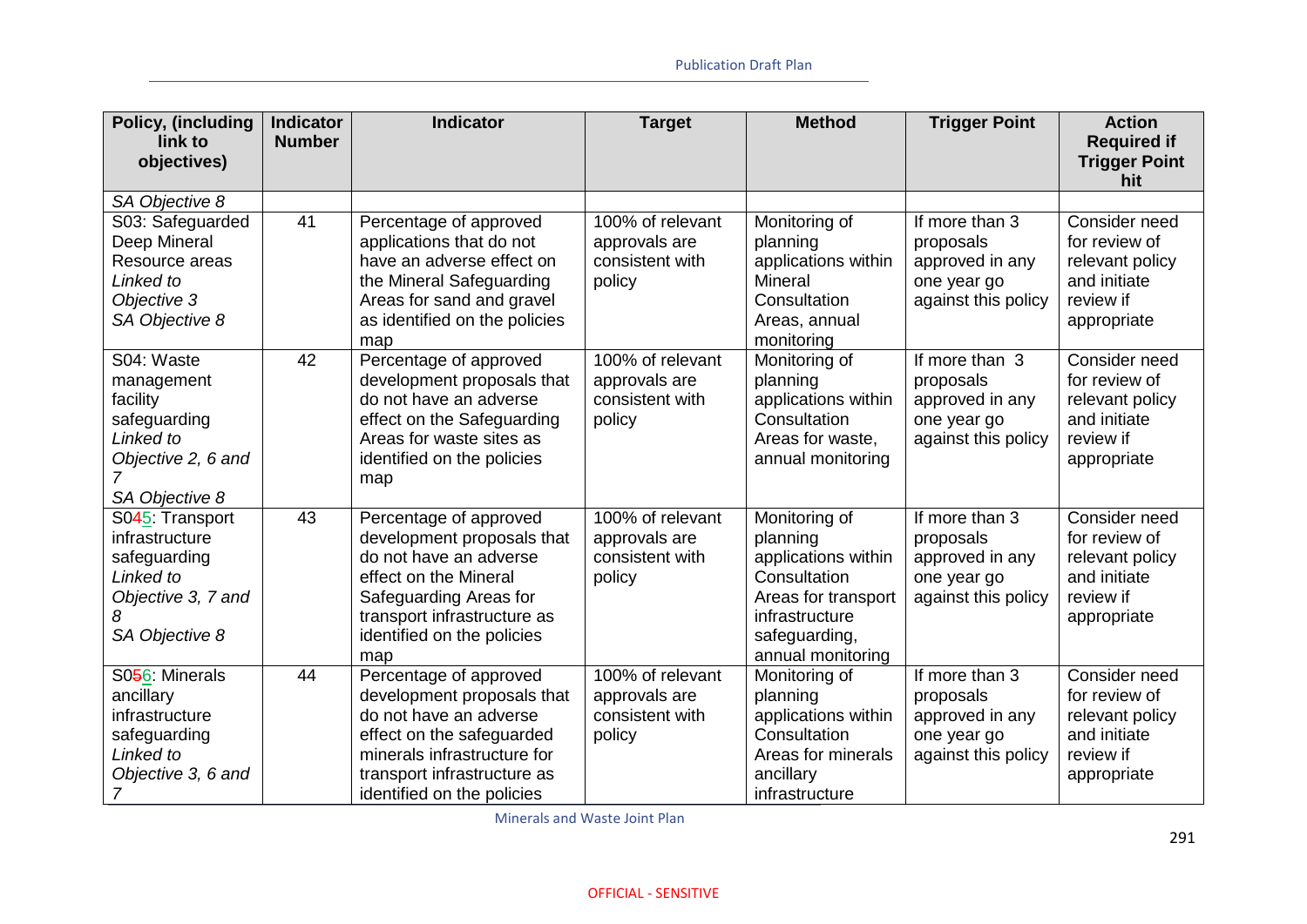| Policy, (including link to objectives) | Indicator Number | Indicator | Target | Method | Trigger Point | Action Required if Trigger Point hit |
|---|---|---|---|---|---|---|
| *SA Objective 8* | | | | | | |
| S03: Safeguarded Deep Mineral Resource areas *Linked to Objective 3* *SA Objective 8* | 41 | Percentage of approved applications that do not have an adverse effect on the Mineral Safeguarding Areas for sand and gravel as identified on the policies map | 100% of relevant approvals are consistent with policy | Monitoring of planning applications within Mineral Consultation Areas, annual monitoring | If more than 3 proposals approved in any one year go against this policy | Consider need for review of relevant policy and initiate review if appropriate |
| S04: Waste management facility safeguarding *Linked to Objective 2, 6 and 7* *SA Objective 8* | 42 | Percentage of approved development proposals that do not have an adverse effect on the Safeguarding Areas for waste sites as identified on the policies map | 100% of relevant approvals are consistent with policy | Monitoring of planning applications within Consultation Areas for waste, annual monitoring | If more than 3 proposals approved in any one year go against this policy | Consider need for review of relevant policy and initiate review if appropriate |
| S045: Transport infrastructure safeguarding *Linked to Objective 3, 7 and 8* *SA Objective 8* | 43 | Percentage of approved development proposals that do not have an adverse effect on the Mineral Safeguarding Areas for transport infrastructure as identified on the policies map | 100% of relevant approvals are consistent with policy | Monitoring of planning applications within Consultation Areas for transport infrastructure safeguarding, annual monitoring | If more than 3 proposals approved in any one year go against this policy | Consider need for review of relevant policy and initiate review if appropriate |
| S056: Minerals ancillary infrastructure safeguarding *Linked to Objective 3, 6 and 7* | 44 | Percentage of approved development proposals that do not have an adverse effect on the safeguarded minerals infrastructure for transport infrastructure as identified on the policies | 100% of relevant approvals are consistent with policy | Monitoring of planning applications within Consultation Areas for minerals ancillary infrastructure | If more than 3 proposals approved in any one year go against this policy | Consider need for review of relevant policy and initiate review if appropriate |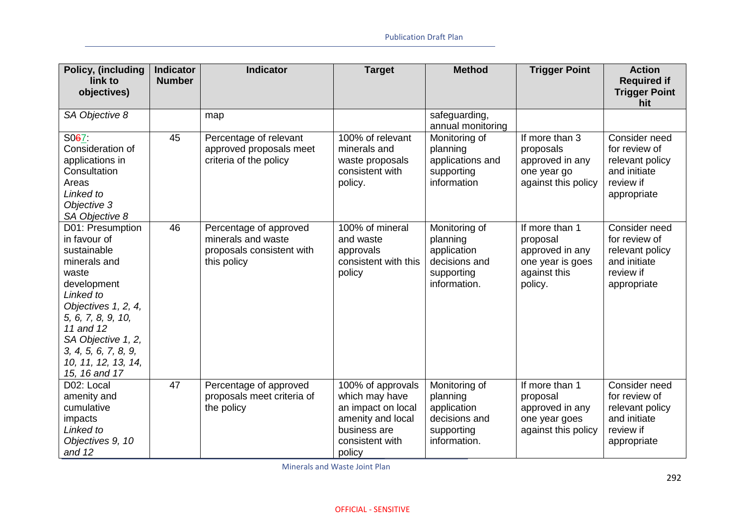| Policy, (including link to objectives) | Indicator Number | Indicator | Target | Method | Trigger Point | Action Required if Trigger Point hit |
|---|---|---|---|---|---|---|
| *SA Objective 8* | | map | | safeguarding, annual monitoring | | |
| S067: Consideration of applications in Consultation Areas *Linked to Objective 3* *SA Objective 8* | 45 | Percentage of relevant approved proposals meet criteria of the policy | 100% of relevant minerals and waste proposals consistent with policy. | Monitoring of planning applications and supporting information | If more than 3 proposals approved in any one year go against this policy | Consider need for review of relevant policy and initiate review if appropriate |
| D01: Presumption in favour of sustainable minerals and waste development *Linked to Objectives 1, 2, 4, 5, 6, 7, 8, 9, 10, 11 and 12* *SA Objective 1, 2, 3, 4, 5, 6, 7, 8, 9, 10, 11, 12, 13, 14, 15, 16 and 17* | 46 | Percentage of approved minerals and waste proposals consistent with this policy | 100% of mineral and waste approvals consistent with this policy | Monitoring of planning application decisions and supporting information. | If more than 1 proposal approved in any one year is goes against this policy. | Consider need for review of relevant policy and initiate review if appropriate |
| D02: Local amenity and cumulative impacts *Linked to Objectives 9, 10 and 12* | 47 | Percentage of approved proposals meet criteria of the policy | 100% of approvals which may have an impact on local amenity and local business are consistent with policy | Monitoring of planning application decisions and supporting information. | If more than 1 proposal approved in any one year goes against this policy | Consider need for review of relevant policy and initiate review if appropriate |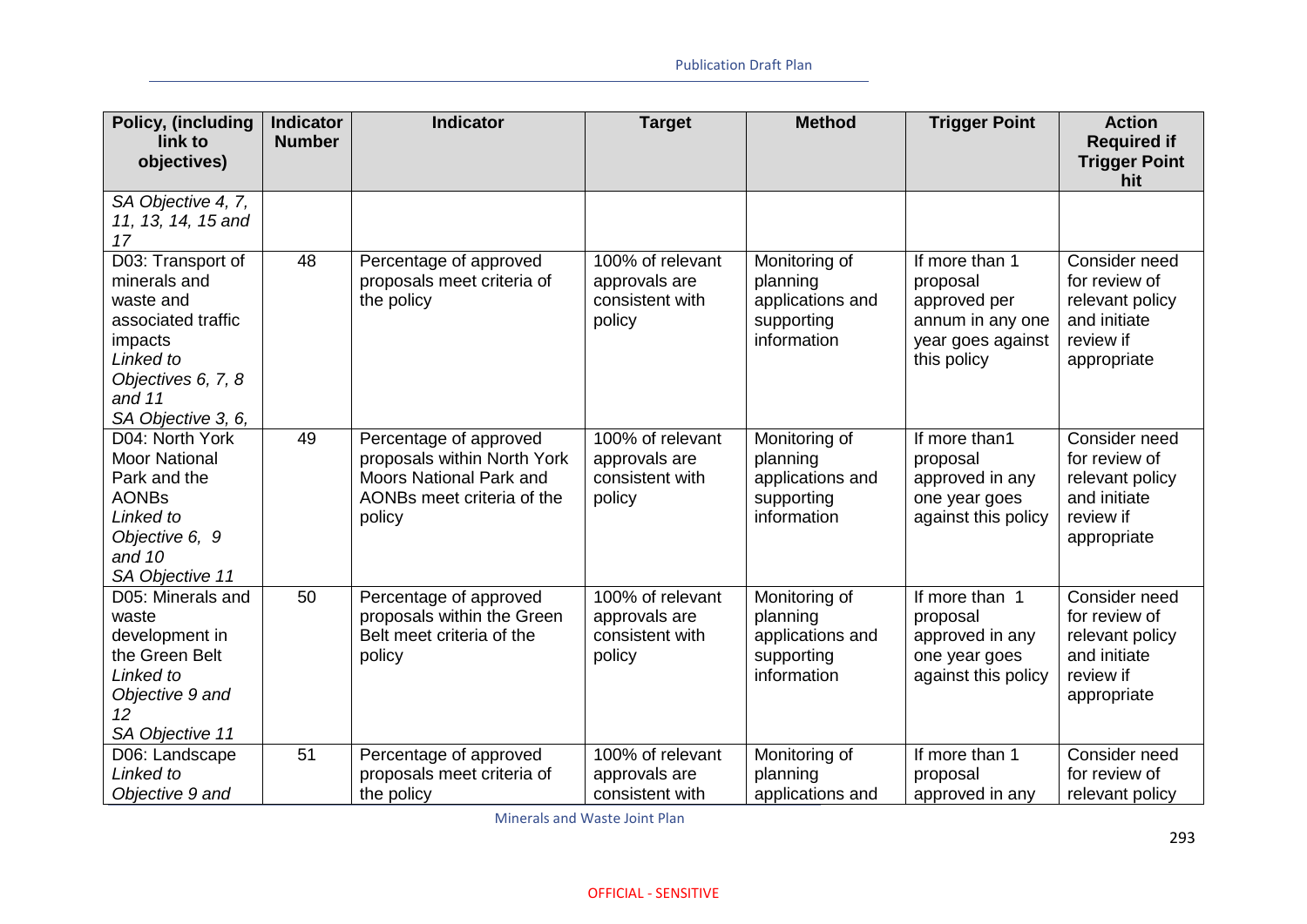| Policy, (including link to objectives) | Indicator Number | Indicator | Target | Method | Trigger Point | Action Required if Trigger Point hit |
|---|---|---|---|---|---|---|
| *SA Objective 4, 7, 11, 13, 14, 15 and 17* | | | | | | |
| D03: Transport of minerals and waste and associated traffic impacts *Linked to Objectives 6, 7, 8 and 11* *SA Objective 3, 6,* | 48 | Percentage of approved proposals meet criteria of the policy | 100% of relevant approvals are consistent with policy | Monitoring of planning applications and supporting information | If more than 1 proposal approved per annum in any one year goes against this policy | Consider need for review of relevant policy and initiate review if appropriate |
| D04: North York Moor National Park and the AONBs *Linked to Objective 6, 9 and 10* *SA Objective 11* | 49 | Percentage of approved proposals within North York Moors National Park and AONBs meet criteria of the policy | 100% of relevant approvals are consistent with policy | Monitoring of planning applications and supporting information | If more than1 proposal approved in any one year goes against this policy | Consider need for review of relevant policy and initiate review if appropriate |
| D05: Minerals and waste development in the Green Belt *Linked to Objective 9 and 12* *SA Objective 11* | 50 | Percentage of approved proposals within the Green Belt meet criteria of the policy | 100% of relevant approvals are consistent with policy | Monitoring of planning applications and supporting information | If more than 1 proposal approved in any one year goes against this policy | Consider need for review of relevant policy and initiate review if appropriate |
| D06: Landscape *Linked to Objective 9 and* | 51 | Percentage of approved proposals meet criteria of the policy | 100% of relevant approvals are consistent with | Monitoring of planning applications and | If more than 1 proposal approved in any | Consider need for review of relevant policy |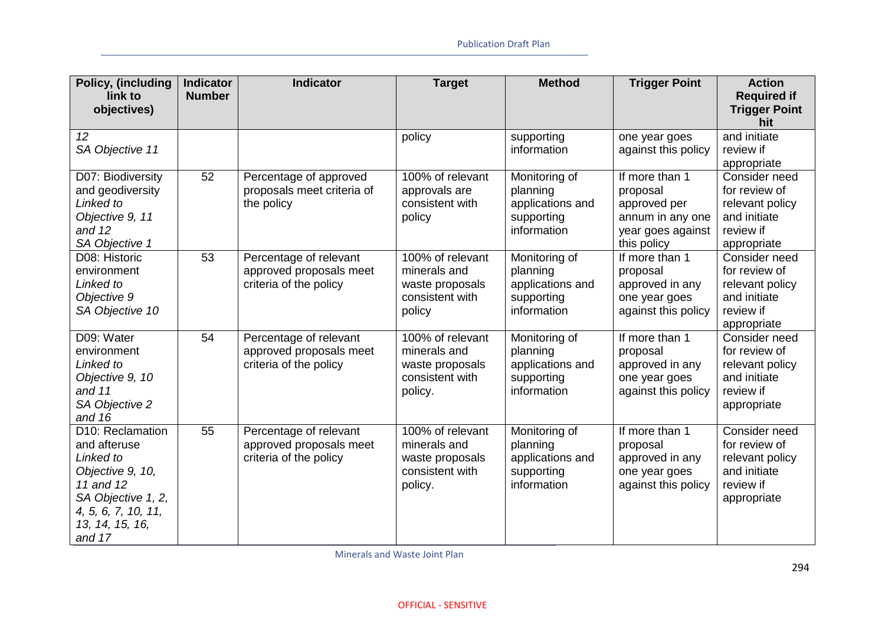| Policy, (including link to objectives) | Indicator Number | Indicator | Target | Method | Trigger Point | Action Required if Trigger Point hit |
|---|---|---|---|---|---|---|
| *12*<br>*SA Objective 11* | | | policy | supporting information | one year goes against this policy | and initiate review if appropriate |
| D07: Biodiversity and geodiversity<br>*Linked to Objective 9, 11 and 12*<br>*SA Objective 1* | 52 | Percentage of approved proposals meet criteria of the policy | 100% of relevant approvals are consistent with policy | Monitoring of planning applications and supporting information | If more than 1 proposal approved per annum in any one year goes against this policy | Consider need for review of relevant policy and initiate review if appropriate |
| D08: Historic environment<br>*Linked to Objective 9*<br>*SA Objective 10* | 53 | Percentage of relevant approved proposals meet criteria of the policy | 100% of relevant minerals and waste proposals consistent with policy | Monitoring of planning applications and supporting information | If more than 1 proposal approved in any one year goes against this policy | Consider need for review of relevant policy and initiate review if appropriate |
| D09: Water environment<br>*Linked to Objective 9, 10 and 11*<br>*SA Objective 2 and 16* | 54 | Percentage of relevant approved proposals meet criteria of the policy | 100% of relevant minerals and waste proposals consistent with policy. | Monitoring of planning applications and supporting information | If more than 1 proposal approved in any one year goes against this policy | Consider need for review of relevant policy and initiate review if appropriate |
| D10: Reclamation and afteruse<br>*Linked to Objective 9, 10, 11 and 12*<br>*SA Objective 1, 2, 4, 5, 6, 7, 10, 11, 13, 14, 15, 16, and 17* | 55 | Percentage of relevant approved proposals meet criteria of the policy | 100% of relevant minerals and waste proposals consistent with policy. | Monitoring of planning applications and supporting information | If more than 1 proposal approved in any one year goes against this policy | Consider need for review of relevant policy and initiate review if appropriate |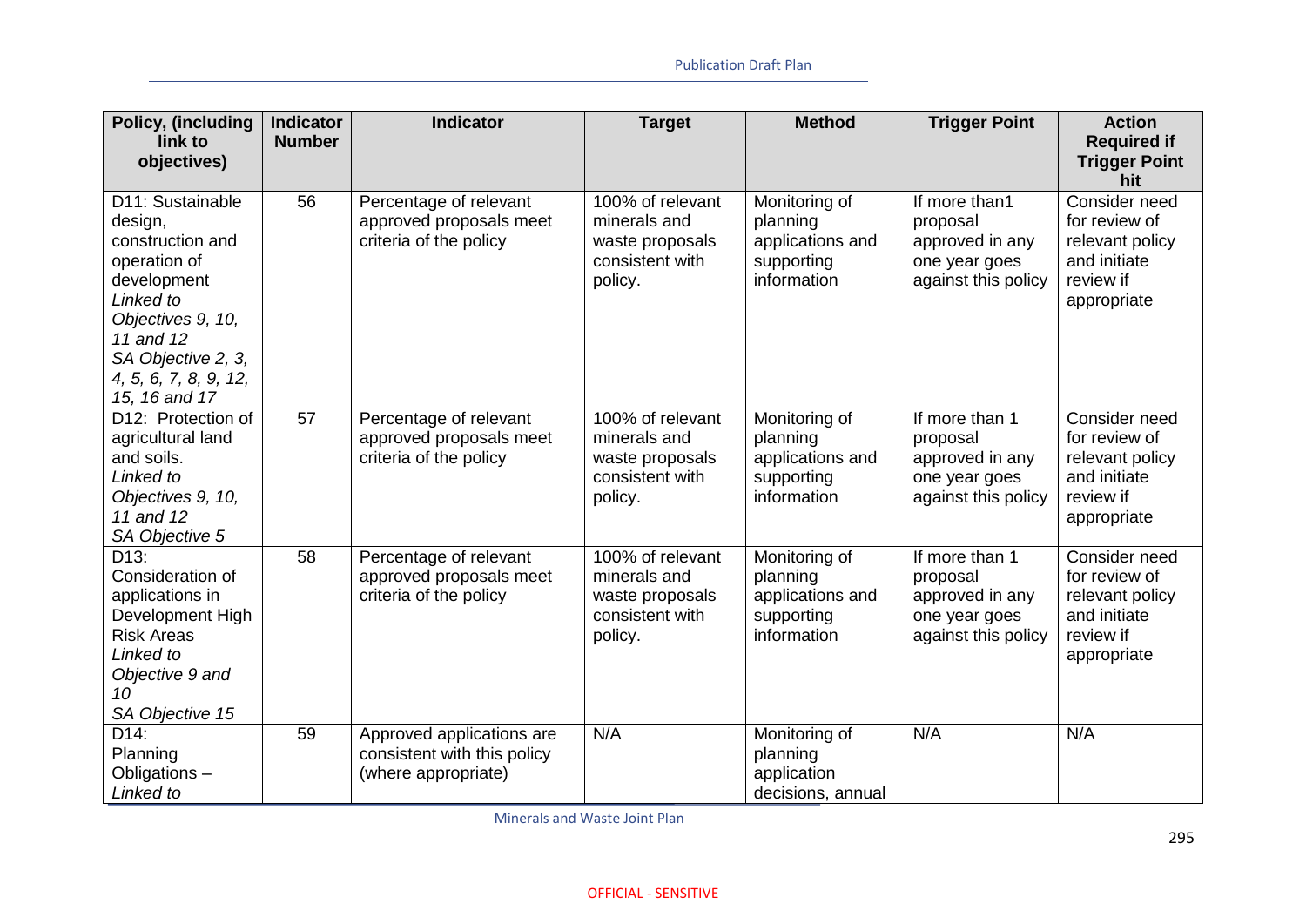| Policy, (including link to objectives) | Indicator Number | Indicator | Target | Method | Trigger Point | Action Required if Trigger Point hit |
|---|---|---|---|---|---|---|
| D11: Sustainable design, construction and operation of development *Linked to Objectives 9, 10, 11 and 12* *SA Objective 2, 3, 4, 5, 6, 7, 8, 9, 12, 15, 16 and 17* | 56 | Percentage of relevant approved proposals meet criteria of the policy | 100% of relevant minerals and waste proposals consistent with policy. | Monitoring of planning applications and supporting information | If more than1 proposal approved in any one year goes against this policy | Consider need for review of relevant policy and initiate review if appropriate |
| D12: Protection of agricultural land and soils. *Linked to Objectives 9, 10, 11 and 12* *SA Objective 5* | 57 | Percentage of relevant approved proposals meet criteria of the policy | 100% of relevant minerals and waste proposals consistent with policy. | Monitoring of planning applications and supporting information | If more than 1 proposal approved in any one year goes against this policy | Consider need for review of relevant policy and initiate review if appropriate |
| D13: Consideration of applications in Development High Risk Areas *Linked to Objective 9 and 10* *SA Objective 15* | 58 | Percentage of relevant approved proposals meet criteria of the policy | 100% of relevant minerals and waste proposals consistent with policy. | Monitoring of planning applications and supporting information | If more than 1 proposal approved in any one year goes against this policy | Consider need for review of relevant policy and initiate review if appropriate |
| D14: Planning Obligations – *Linked to* | 59 | Approved applications are consistent with this policy (where appropriate) | N/A | Monitoring of planning application decisions, annual | N/A | N/A |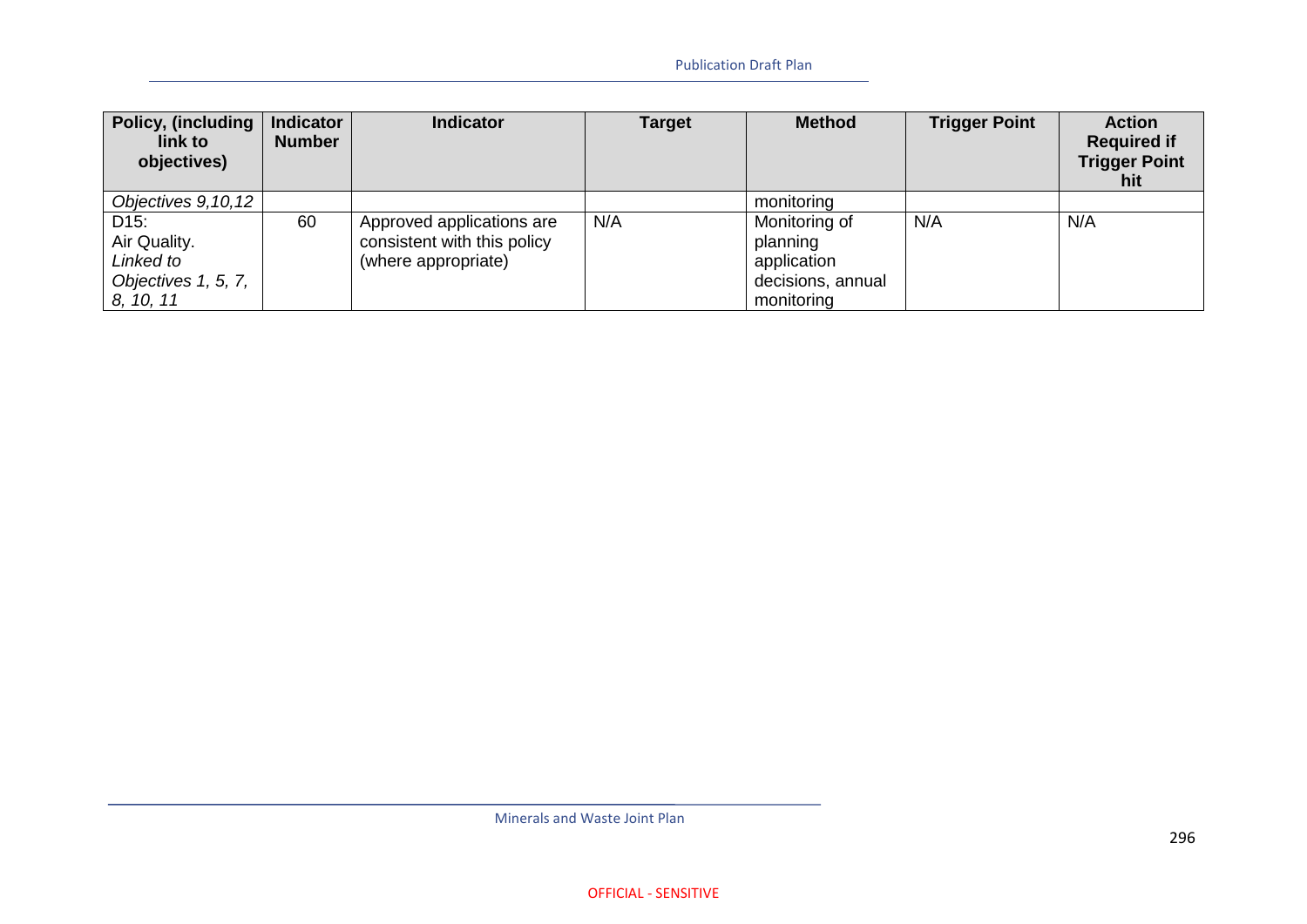| Policy, (including link to objectives) | Indicator Number | Indicator | Target | Method | Trigger Point | Action Required if Trigger Point hit |
|---|---|---|---|---|---|---|
| *Objectives 9,10,12* | | | | monitoring | | |
| D15: Air Quality. *Linked to Objectives 1, 5, 7, 8, 10, 11* | 60 | Approved applications are consistent with this policy (where appropriate) | N/A | Monitoring of planning application decisions, annual monitoring | N/A | N/A |

OFFICIAL - SENSITIVE